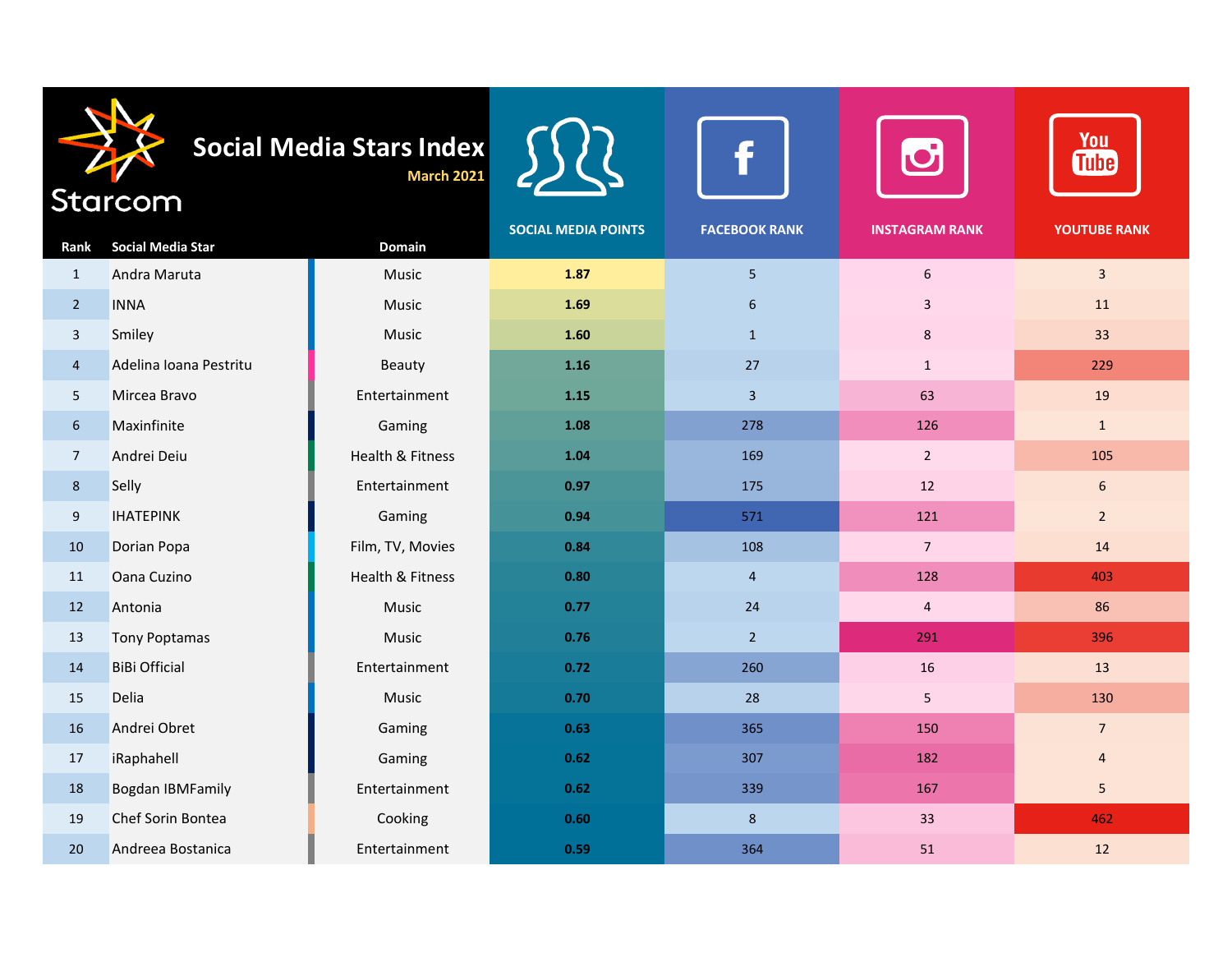# Social Media Stars Index

**March 2021**

Starcom

| Rank | Social Media Star | Domain | SOCIAL MEDIA POINTS | FACEBOOK RANK | INSTAGRAM RANK | YOUTUBE RANK |
|---|---|---|---|---|---|---|
| 1 | Andra Maruta | Music | **1.87** | 5 | 6 | 3 |
| 2 | INNA | Music | **1.69** | 6 | 3 | 11 |
| 3 | Smiley | Music | **1.60** | 1 | 8 | 33 |
| 4 | Adelina Ioana Pestritu | Beauty | **1.16** | 27 | 1 | 229 |
| 5 | Mircea Bravo | Entertainment | **1.15** | 3 | 63 | 19 |
| 6 | Maxinfinite | Gaming | **1.08** | 278 | 126 | 1 |
| 7 | Andrei Deiu | Health & Fitness | **1.04** | 169 | 2 | 105 |
| 8 | Selly | Entertainment | **0.97** | 175 | 12 | 6 |
| 9 | IHATEPINK | Gaming | **0.94** | 571 | 121 | 2 |
| 10 | Dorian Popa | Film, TV, Movies | **0.84** | 108 | 7 | 14 |
| 11 | Oana Cuzino | Health & Fitness | **0.80** | 4 | 128 | 403 |
| 12 | Antonia | Music | **0.77** | 24 | 4 | 86 |
| 13 | Tony Poptamas | Music | **0.76** | 2 | 291 | 396 |
| 14 | BiBi Official | Entertainment | **0.72** | 260 | 16 | 13 |
| 15 | Delia | Music | **0.70** | 28 | 5 | 130 |
| 16 | Andrei Obret | Gaming | **0.63** | 365 | 150 | 7 |
| 17 | iRaphahell | Gaming | **0.62** | 307 | 182 | 4 |
| 18 | Bogdan IBMFamily | Entertainment | **0.62** | 339 | 167 | 5 |
| 19 | Chef Sorin Bontea | Cooking | **0.60** | 8 | 33 | 462 |
| 20 | Andreea Bostanica | Entertainment | **0.59** | 364 | 51 | 12 |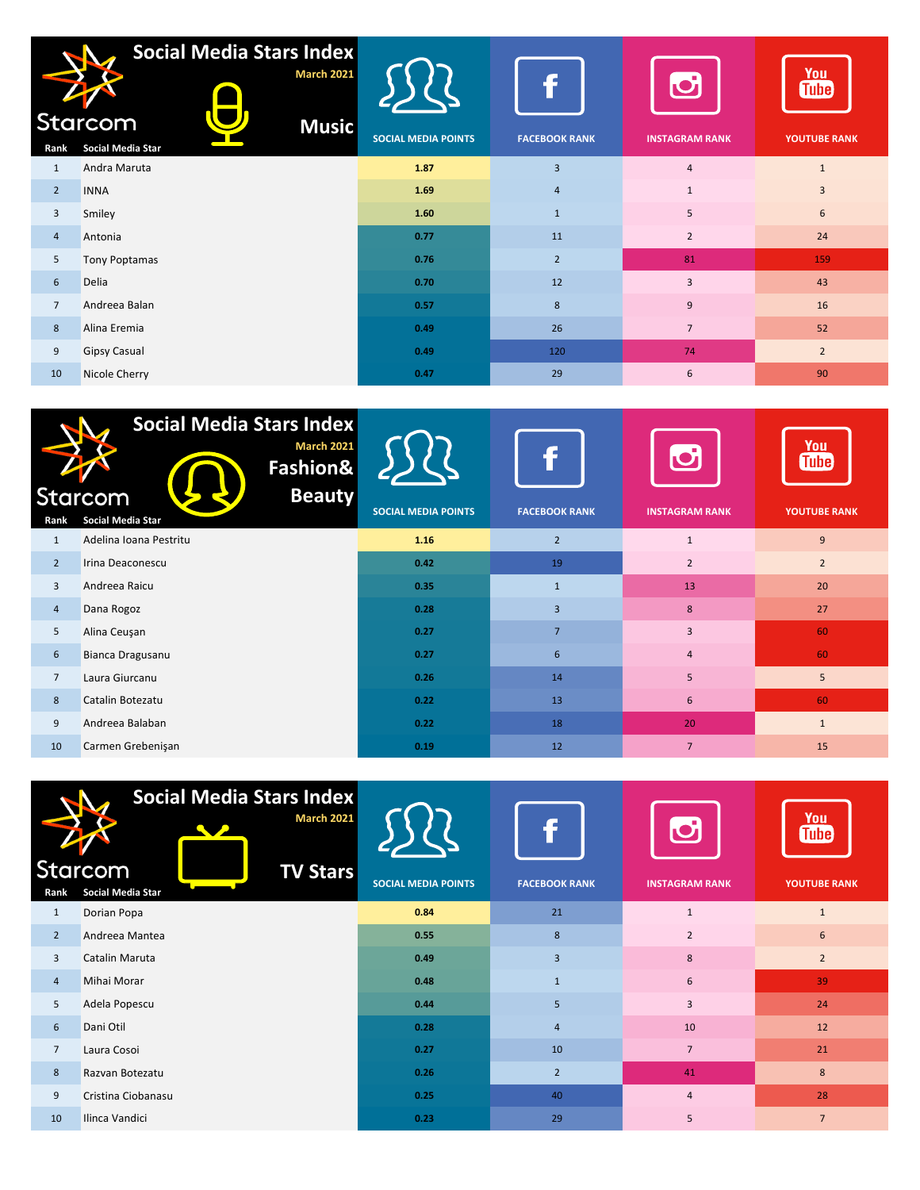## Social Media Stars Index — March 2021 — Music

Starcom

| Rank | Social Media Star | SOCIAL MEDIA POINTS | FACEBOOK RANK | INSTAGRAM RANK | YOUTUBE RANK |
|---|---|---|---|---|---|
| 1 | Andra Maruta | 1.87 | 3 | 4 | 1 |
| 2 | INNA | 1.69 | 4 | 1 | 3 |
| 3 | Smiley | 1.60 | 1 | 5 | 6 |
| 4 | Antonia | 0.77 | 11 | 2 | 24 |
| 5 | Tony Poptamas | 0.76 | 2 | 81 | 159 |
| 6 | Delia | 0.70 | 12 | 3 | 43 |
| 7 | Andreea Balan | 0.57 | 8 | 9 | 16 |
| 8 | Alina Eremia | 0.49 | 26 | 7 | 52 |
| 9 | Gipsy Casual | 0.49 | 120 | 74 | 2 |
| 10 | Nicole Cherry | 0.47 | 29 | 6 | 90 |

## Social Media Stars Index — March 2021 — Fashion& Beauty

Starcom

| Rank | Social Media Star | SOCIAL MEDIA POINTS | FACEBOOK RANK | INSTAGRAM RANK | YOUTUBE RANK |
|---|---|---|---|---|---|
| 1 | Adelina Ioana Pestritu | 1.16 | 2 | 1 | 9 |
| 2 | Irina Deaconescu | 0.42 | 19 | 2 | 2 |
| 3 | Andreea Raicu | 0.35 | 1 | 13 | 20 |
| 4 | Dana Rogoz | 0.28 | 3 | 8 | 27 |
| 5 | Alina Ceuşan | 0.27 | 7 | 3 | 60 |
| 6 | Bianca Dragusanu | 0.27 | 6 | 4 | 60 |
| 7 | Laura Giurcanu | 0.26 | 14 | 5 | 5 |
| 8 | Catalin Botezatu | 0.22 | 13 | 6 | 60 |
| 9 | Andreea Balaban | 0.22 | 18 | 20 | 1 |
| 10 | Carmen Grebenişan | 0.19 | 12 | 7 | 15 |

## Social Media Stars Index — March 2021 — TV Stars

Starcom

| Rank | Social Media Star | SOCIAL MEDIA POINTS | FACEBOOK RANK | INSTAGRAM RANK | YOUTUBE RANK |
|---|---|---|---|---|---|
| 1 | Dorian Popa | 0.84 | 21 | 1 | 1 |
| 2 | Andreea Mantea | 0.55 | 8 | 2 | 6 |
| 3 | Catalin Maruta | 0.49 | 3 | 8 | 2 |
| 4 | Mihai Morar | 0.48 | 1 | 6 | 39 |
| 5 | Adela Popescu | 0.44 | 5 | 3 | 24 |
| 6 | Dani Otil | 0.28 | 4 | 10 | 12 |
| 7 | Laura Cosoi | 0.27 | 10 | 7 | 21 |
| 8 | Razvan Botezatu | 0.26 | 2 | 41 | 8 |
| 9 | Cristina Ciobanasu | 0.25 | 40 | 4 | 28 |
| 10 | Ilinca Vandici | 0.23 | 29 | 5 | 7 |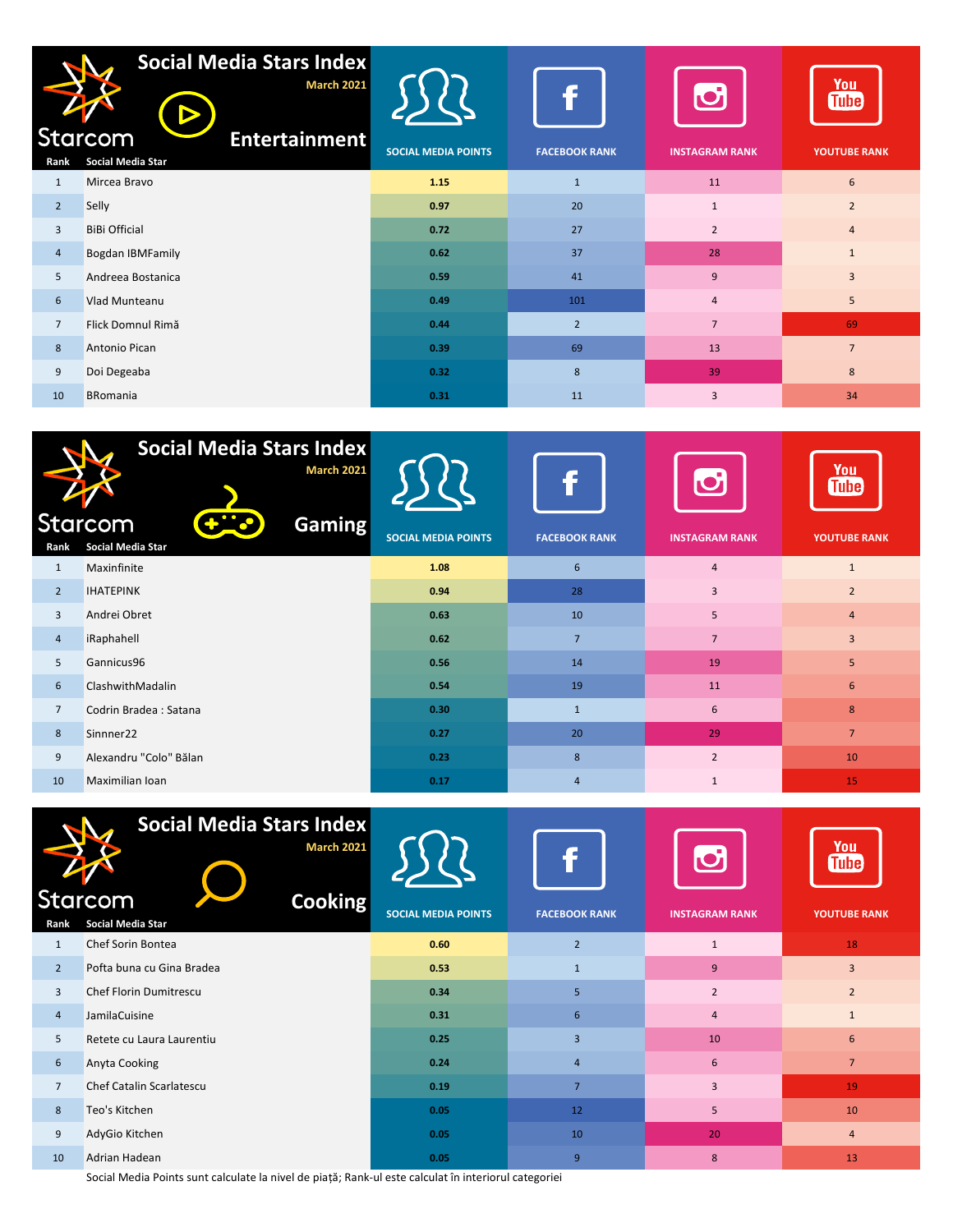## Social Media Stars Index – Entertainment

Starcom — March 2021

| Rank | Social Media Star | SOCIAL MEDIA POINTS | FACEBOOK RANK | INSTAGRAM RANK | YOUTUBE RANK |
|---|---|---|---|---|---|
| 1 | Mircea Bravo | 1.15 | 1 | 11 | 6 |
| 2 | Selly | 0.97 | 20 | 1 | 2 |
| 3 | BiBi Official | 0.72 | 27 | 2 | 4 |
| 4 | Bogdan IBMFamily | 0.62 | 37 | 28 | 1 |
| 5 | Andreea Bostanica | 0.59 | 41 | 9 | 3 |
| 6 | Vlad Munteanu | 0.49 | 101 | 4 | 5 |
| 7 | Flick Domnul Rimă | 0.44 | 2 | 7 | 69 |
| 8 | Antonio Pican | 0.39 | 69 | 13 | 7 |
| 9 | Doi Degeaba | 0.32 | 8 | 39 | 8 |
| 10 | BRomania | 0.31 | 11 | 3 | 34 |

## Social Media Stars Index – Gaming

Starcom — March 2021

| Rank | Social Media Star | SOCIAL MEDIA POINTS | FACEBOOK RANK | INSTAGRAM RANK | YOUTUBE RANK |
|---|---|---|---|---|---|
| 1 | Maxinfinite | 1.08 | 6 | 4 | 1 |
| 2 | IHATEPINK | 0.94 | 28 | 3 | 2 |
| 3 | Andrei Obret | 0.63 | 10 | 5 | 4 |
| 4 | iRaphahell | 0.62 | 7 | 7 | 3 |
| 5 | Gannicus96 | 0.56 | 14 | 19 | 5 |
| 6 | ClashwithMadalin | 0.54 | 19 | 11 | 6 |
| 7 | Codrin Bradea : Satana | 0.30 | 1 | 6 | 8 |
| 8 | Sinnner22 | 0.27 | 20 | 29 | 7 |
| 9 | Alexandru "Colo" Bălan | 0.23 | 8 | 2 | 10 |
| 10 | Maximilian Ioan | 0.17 | 4 | 1 | 15 |

## Social Media Stars Index – Cooking

Starcom — March 2021

| Rank | Social Media Star | SOCIAL MEDIA POINTS | FACEBOOK RANK | INSTAGRAM RANK | YOUTUBE RANK |
|---|---|---|---|---|---|
| 1 | Chef Sorin Bontea | 0.60 | 2 | 1 | 18 |
| 2 | Pofta buna cu Gina Bradea | 0.53 | 1 | 9 | 3 |
| 3 | Chef Florin Dumitrescu | 0.34 | 5 | 2 | 2 |
| 4 | JamilaCuisine | 0.31 | 6 | 4 | 1 |
| 5 | Retete cu Laura Laurentiu | 0.25 | 3 | 10 | 6 |
| 6 | Anyta Cooking | 0.24 | 4 | 6 | 7 |
| 7 | Chef Catalin Scarlatescu | 0.19 | 7 | 3 | 19 |
| 8 | Teo's Kitchen | 0.05 | 12 | 5 | 10 |
| 9 | AdyGio Kitchen | 0.05 | 10 | 20 | 4 |
| 10 | Adrian Hadean | 0.05 | 9 | 8 | 13 |

Social Media Points sunt calculate la nivel de piață; Rank-ul este calculat în interiorul categoriei